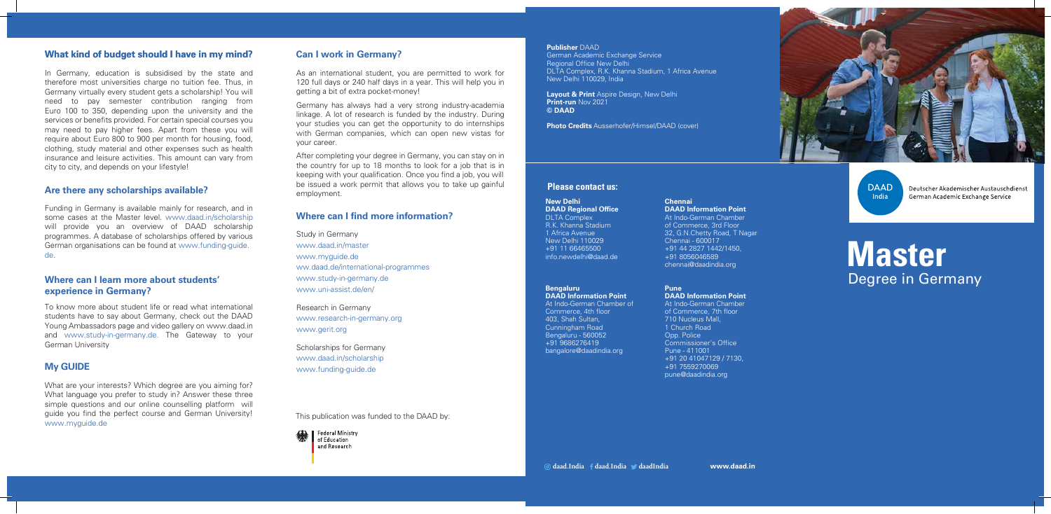## What kind of budget should I have in my mind?

In Germany, education is subsidised by the state and therefore most universities charge no tuition fee. Thus, in Germany virtually every student gets a scholarship! You will need to pay semester contribution ranging from Euro 100 to 350, depending upon the university and the services or benefits provided. For certain special courses you may need to pay higher fees. Apart from these you will require about Euro 800 to 900 per month for housing, food, clothing, study material and other expenses such as health insurance and leisure activities. This amount can vary from city to city, and depends on your lifestyle!

## Are there any scholarships available?

Funding in Germany is available mainly for research, and in some cases at the Master level. www.daad.in/scholarship will provide you an overview of DAAD scholarship programmes. A database of scholarships offered by various German organisations can be found at www.funding-guide.de.

## Where can I learn more about students' experience in Germany?

To know more about student life or read what international students have to say about Germany, check out the DAAD Young Ambassadors page and video gallery on www.daad.in and www.study-in-germany.de. The Gateway to your German University

## My GUIDE

What are your interests? Which degree are you aiming for? What language you prefer to study in? Answer these three simple questions and our online counselling platform will guide you find the perfect course and German University! www.myguide.de

## Can I work in Germany?

As an international student, you are permitted to work for 120 full days or 240 half days in a year. This will help you in getting a bit of extra pocket-money!

Germany has always had a very strong industry-academia linkage. A lot of research is funded by the industry. During your studies you can get the opportunity to do internships with German companies, which can open new vistas for your career.

After completing your degree in Germany, you can stay on in the country for up to 18 months to look for a job that is in keeping with your qualification. Once you find a job, you will be issued a work permit that allows you to take up gainful employment.

## Where can I find more information?

Study in Germany
www.daad.in/master
www.myguide.de
ww.daad.de/international-programmes
www.study-in-germany.de
www.uni-assist.de/en/

Research in Germany
www.research-in-germany.org
www.gerit.org

Scholarships for Germany
www.daad.in/scholarship
www.funding-guide.de

This publication was funded to the DAAD by:

Federal Ministry of Education and Research

**Publisher** DAAD
German Academic Exchange Service
Regional Office New Delhi
DLTA Complex, R.K. Khanna Stadium, 1 Africa Avenue
New Delhi 110029, India

**Layout & Print** Aspire Design, New Delhi
**Print-run** Nov 2021
**© DAAD**

**Photo Credits** Ausserhofer/Himsel/DAAD (cover)

### Please contact us:

**New Delhi**
**DAAD Regional Office**
DLTA Complex
R.K. Khanna Stadium
1 Africa Avenue
New Delhi 110029
+91 11 66465500
info.newdelhi@daad.de

**Chennai**
**DAAD Information Point**
At Indo-German Chamber of Commerce, 3rd Floor
32, G.N.Chetty Road, T Nagar
Chennai - 600017
+91 44 2827 1442/1450,
+91 8056046589
chennai@daadindia.org

**Bengaluru**
**DAAD Information Point**
At Indo-German Chamber of Commerce, 4th floor
403, Shah Sultan,
Cunningham Road
Bengaluru - 560052
+91 9686276419
bangalore@daadindia.org

**Pune**
**DAAD Information Point**
At Indo-German Chamber of Commerce, 7th floor
710 Nucleus Mall,
1 Church Road
Opp. Police Commissioner's Office
Pune - 411001
+91 20 41047129 / 7130,
+91 7559270069
pune@daadindia.org

daad.India daad.India daadIndia www.daad.in

DAAD India
Deutscher Akademischer Austauschdienst
German Academic Exchange Service

# Master
Degree in Germany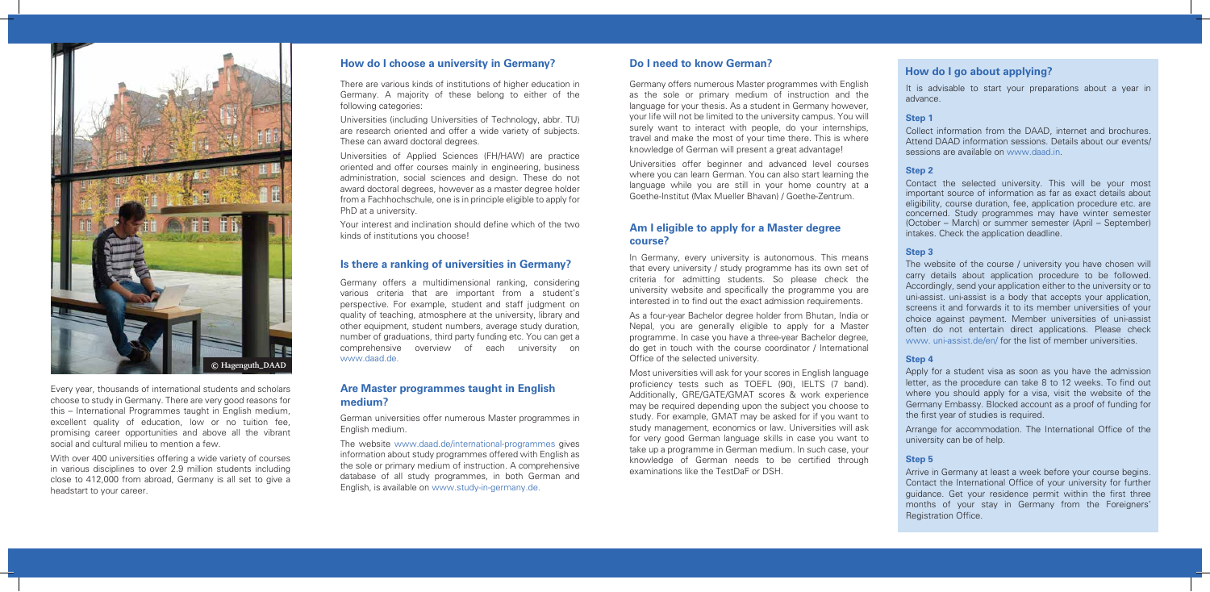Every year, thousands of international students and scholars choose to study in Germany. There are very good reasons for this – International Programmes taught in English medium, excellent quality of education, low or no tuition fee, promising career opportunities and above all the vibrant social and cultural milieu to mention a few.

With over 400 universities offering a wide variety of courses in various disciplines to over 2.9 million students including close to 412,000 from abroad, Germany is all set to give a headstart to your career.

## How do I choose a university in Germany?

There are various kinds of institutions of higher education in Germany. A majority of these belong to either of the following categories:

Universities (including Universities of Technology, abbr. TU) are research oriented and offer a wide variety of subjects. These can award doctoral degrees.

Universities of Applied Sciences (FH/HAW) are practice oriented and offer courses mainly in engineering, business administration, social sciences and design. These do not award doctoral degrees, however as a master degree holder from a Fachhochschule, one is in principle eligible to apply for PhD at a university.

Your interest and inclination should define which of the two kinds of institutions you choose!

## Is there a ranking of universities in Germany?

Germany offers a multidimensional ranking, considering various criteria that are important from a student's perspective. For example, student and staff judgment on quality of teaching, atmosphere at the university, library and other equipment, student numbers, average study duration, number of graduations, third party funding etc. You can get a comprehensive overview of each university on www.daad.de.

## Are Master programmes taught in English medium?

German universities offer numerous Master programmes in English medium.

The website www.daad.de/international-programmes gives information about study programmes offered with English as the sole or primary medium of instruction. A comprehensive database of all study programmes, in both German and English, is available on www.study-in-germany.de.

## Do I need to know German?

Germany offers numerous Master programmes with English as the sole or primary medium of instruction and the language for your thesis. As a student in Germany however, your life will not be limited to the university campus. You will surely want to interact with people, do your internships, travel and make the most of your time there. This is where knowledge of German will present a great advantage!

Universities offer beginner and advanced level courses where you can learn German. You can also start learning the language while you are still in your home country at a Goethe-Institut (Max Mueller Bhavan) / Goethe-Zentrum.

## Am I eligible to apply for a Master degree course?

In Germany, every university is autonomous. This means that every university / study programme has its own set of criteria for admitting students. So please check the university website and specifically the programme you are interested in to find out the exact admission requirements.

As a four-year Bachelor degree holder from Bhutan, India or Nepal, you are generally eligible to apply for a Master programme. In case you have a three-year Bachelor degree, do get in touch with the course coordinator / International Office of the selected university.

Most universities will ask for your scores in English language proficiency tests such as TOEFL (90), IELTS (7 band). Additionally, GRE/GATE/GMAT scores & work experience may be required depending upon the subject you choose to study. For example, GMAT may be asked for if you want to study management, economics or law. Universities will ask for very good German language skills in case you want to take up a programme in German medium. In such case, your knowledge of German needs to be certified through examinations like the TestDaF or DSH.

## How do I go about applying?

It is advisable to start your preparations about a year in advance.

### Step 1

Collect information from the DAAD, internet and brochures. Attend DAAD information sessions. Details about our events/ sessions are available on www.daad.in.

### Step 2

Contact the selected university. This will be your most important source of information as far as exact details about eligibility, course duration, fee, application procedure etc. are concerned. Study programmes may have winter semester (October – March) or summer semester (April – September) intakes. Check the application deadline.

### Step 3

The website of the course / university you have chosen will carry details about application procedure to be followed. Accordingly, send your application either to the university or to uni-assist. uni-assist is a body that accepts your application, screens it and forwards it to its member universities of your choice against payment. Member universities of uni-assist often do not entertain direct applications. Please check www. uni-assist.de/en/ for the list of member universities.

### Step 4

Apply for a student visa as soon as you have the admission letter, as the procedure can take 8 to 12 weeks. To find out where you should apply for a visa, visit the website of the Germany Embassy. Blocked account as a proof of funding for the first year of studies is required.

Arrange for accommodation. The International Office of the university can be of help.

### Step 5

Arrive in Germany at least a week before your course begins. Contact the International Office of your university for further guidance. Get your residence permit within the first three months of your stay in Germany from the Foreigners' Registration Office.